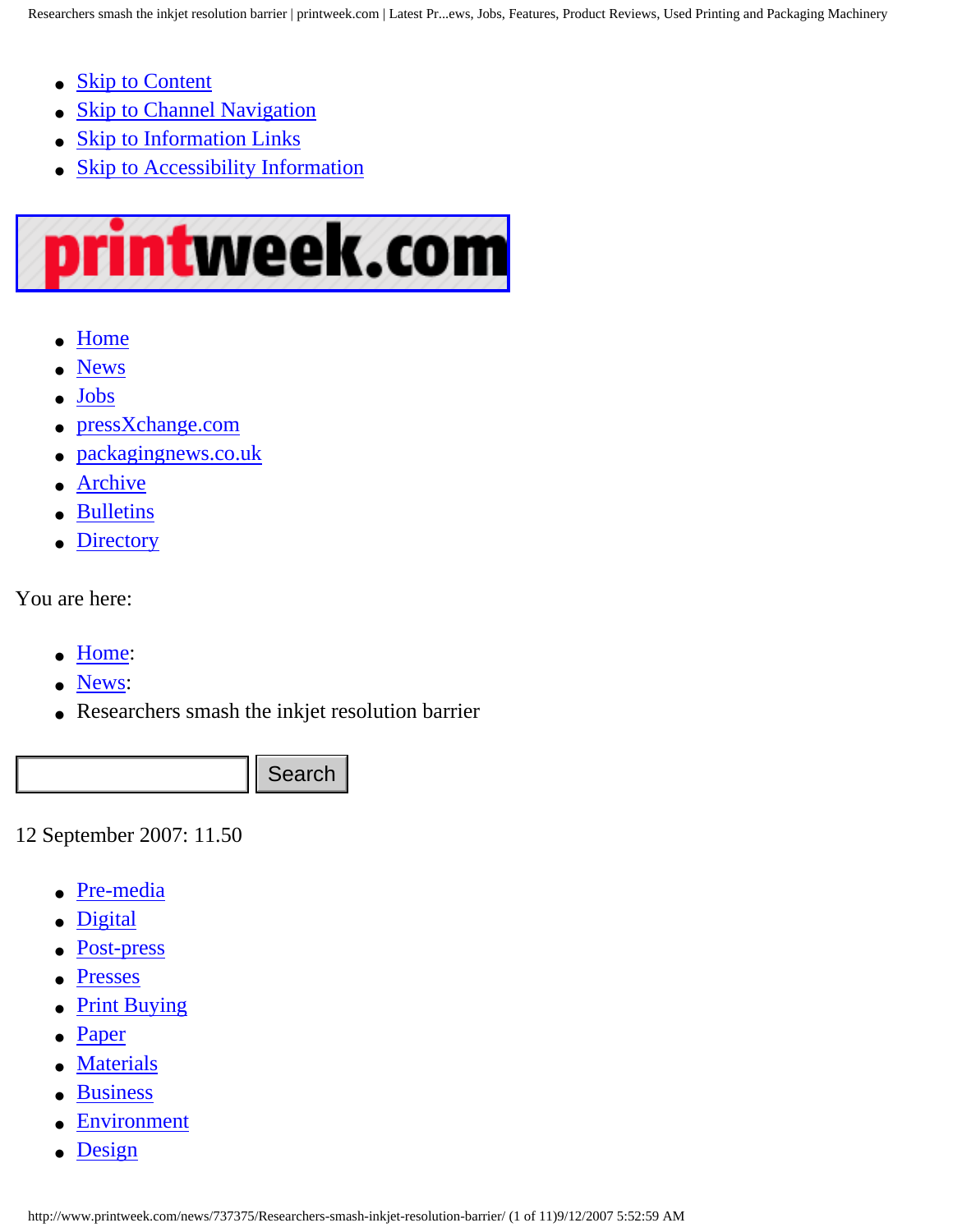- Skip to Content
- Skip to Channel Navigation
- Skip to Information Links
- Skip to Accessibility Information

printweek.com

- Home
- News
- Jobs
- pressXchange.com
- packagingnews.co.uk
- Archive
- Bulletins
- Directory

You are here:

- Home:
- News:
- Researchers smash the inkjet resolution barrier

Search

12 September 2007: 11.50

- Pre-media
- Digital
- Post-press
- Presses
- Print Buying
- Paper
- Materials
- Business
- Environment
- Design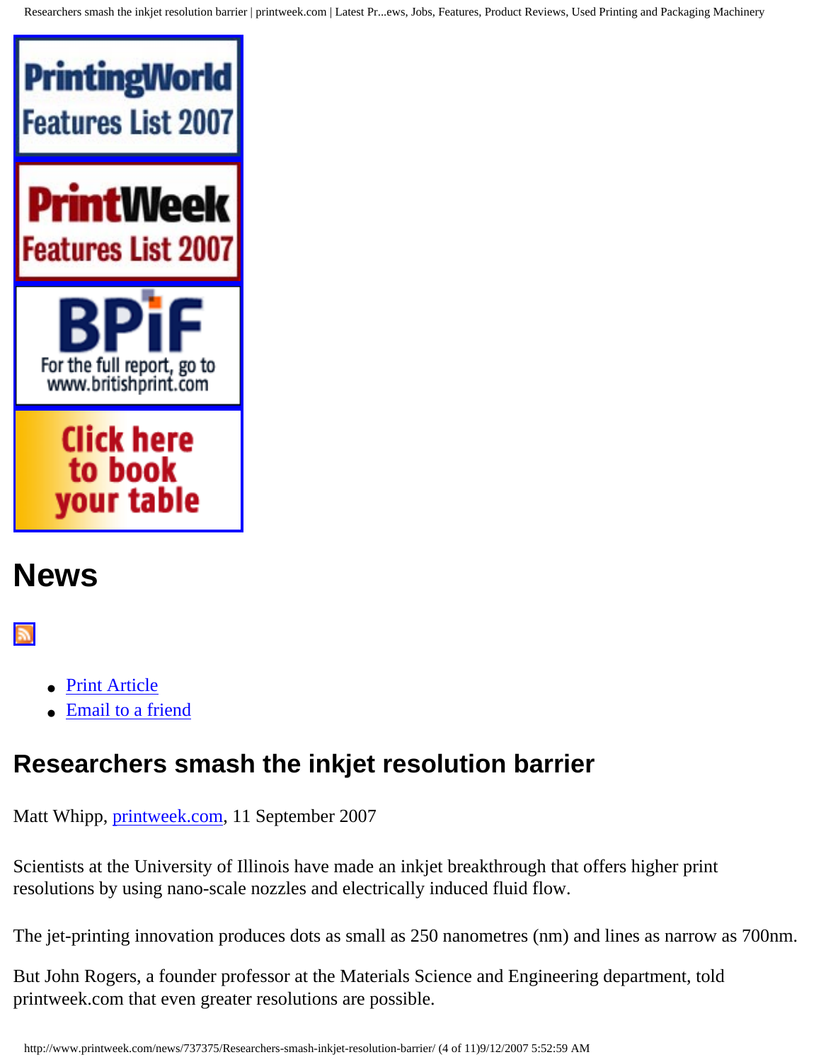# News

- Print Article
- Email to a friend

## Researchers smash the inkjet resolution barrier

Matt Whipp, printweek.com, 11 September 2007

Scientists at the University of Illinois have made an inkjet breakthrough that offers higher print resolutions by using nano-scale nozzles and electrically induced fluid flow.

The jet-printing innovation produces dots as small as 250 nanometres (nm) and lines as narrow as 700nm.

But John Rogers, a founder professor at the Materials Science and Engineering department, told printweek.com that even greater resolutions are possible.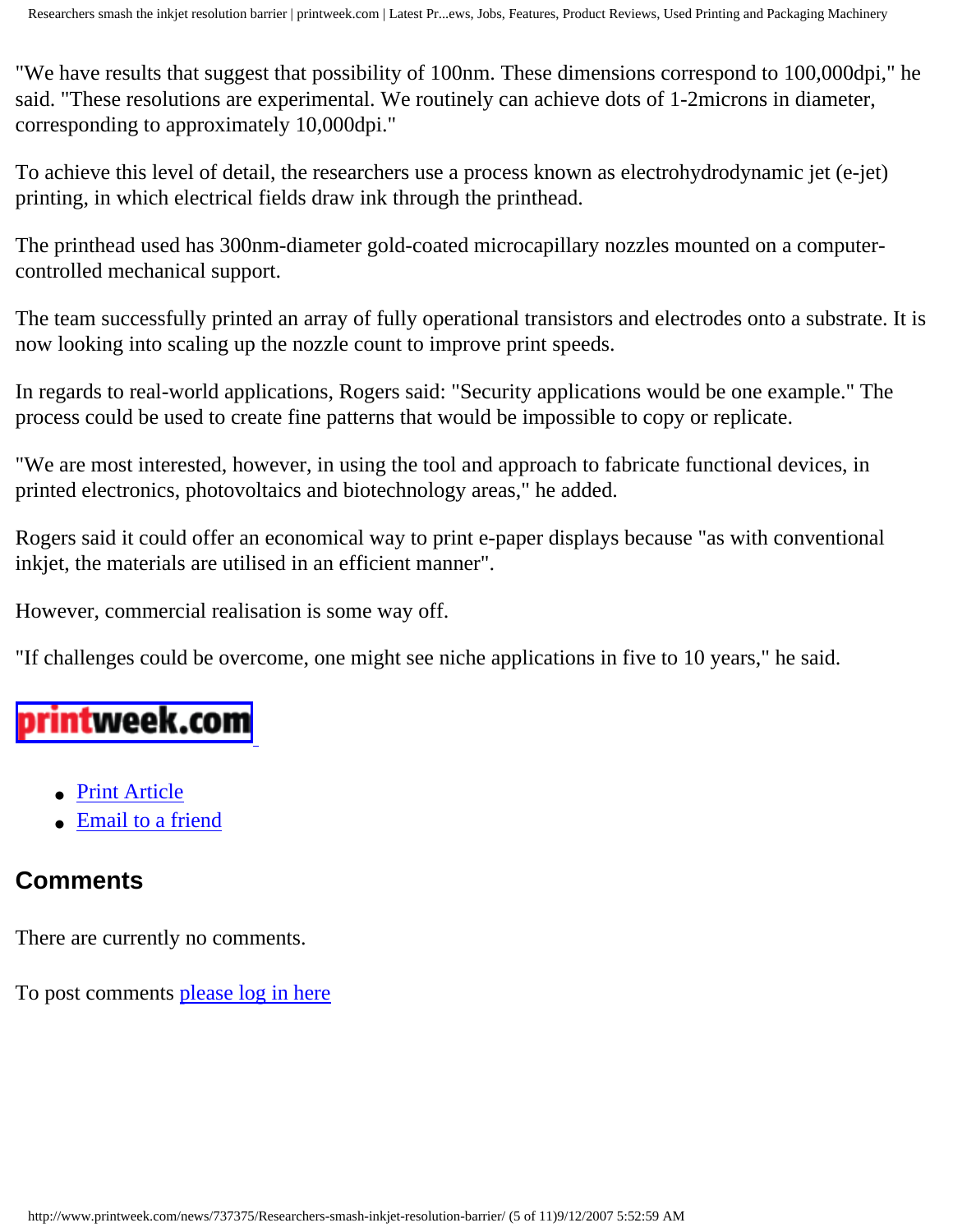"We have results that suggest that possibility of 100nm. These dimensions correspond to 100,000dpi," he said. "These resolutions are experimental. We routinely can achieve dots of 1-2microns in diameter, corresponding to approximately 10,000dpi."

To achieve this level of detail, the researchers use a process known as electrohydrodynamic jet (e-jet) printing, in which electrical fields draw ink through the printhead.

The printhead used has 300nm-diameter gold-coated microcapillary nozzles mounted on a computer-controlled mechanical support.

The team successfully printed an array of fully operational transistors and electrodes onto a substrate. It is now looking into scaling up the nozzle count to improve print speeds.

In regards to real-world applications, Rogers said: "Security applications would be one example." The process could be used to create fine patterns that would be impossible to copy or replicate.

"We are most interested, however, in using the tool and approach to fabricate functional devices, in printed electronics, photovoltaics and biotechnology areas," he added.

Rogers said it could offer an economical way to print e-paper displays because "as with conventional inkjet, the materials are utilised in an efficient manner".

However, commercial realisation is some way off.

"If challenges could be overcome, one might see niche applications in five to 10 years," he said.

printweek.com

- Print Article
- Email to a friend

## Comments

There are currently no comments.

To post comments please log in here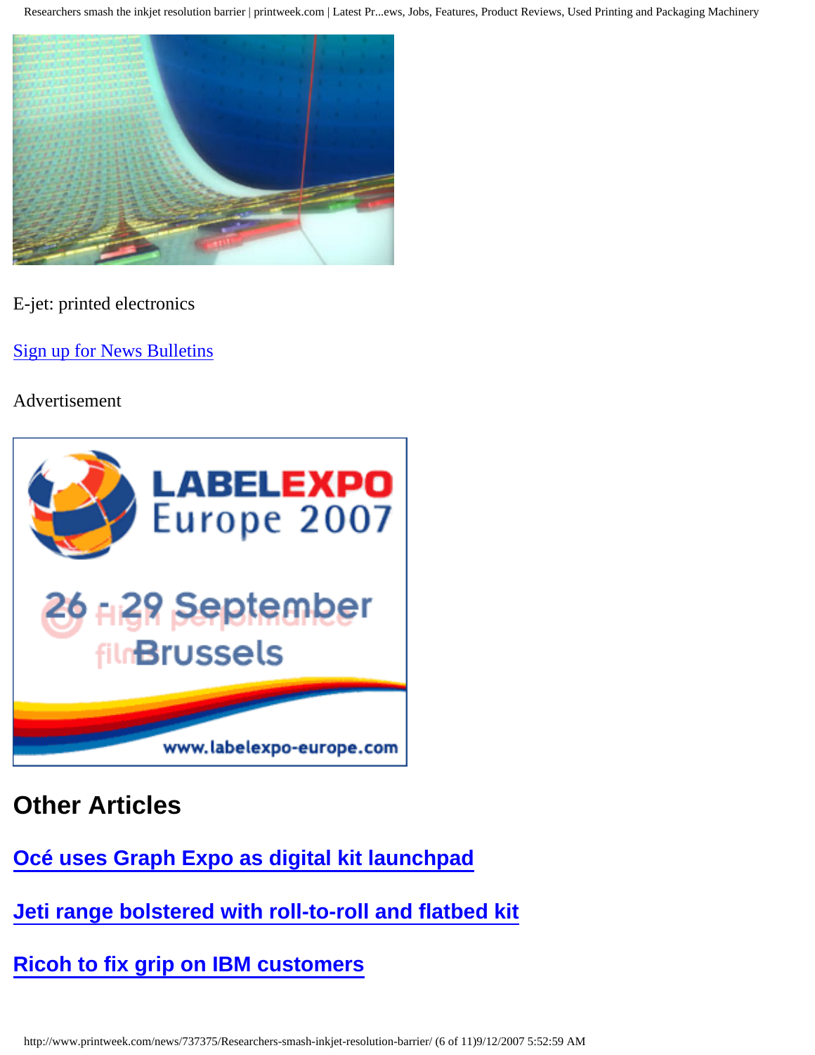E-jet: printed electronics

Sign up for News Bulletins

Advertisement

## Other Articles

**Océ uses Graph Expo as digital kit launchpad**

**Jeti range bolstered with roll-to-roll and flatbed kit**

**Ricoh to fix grip on IBM customers**